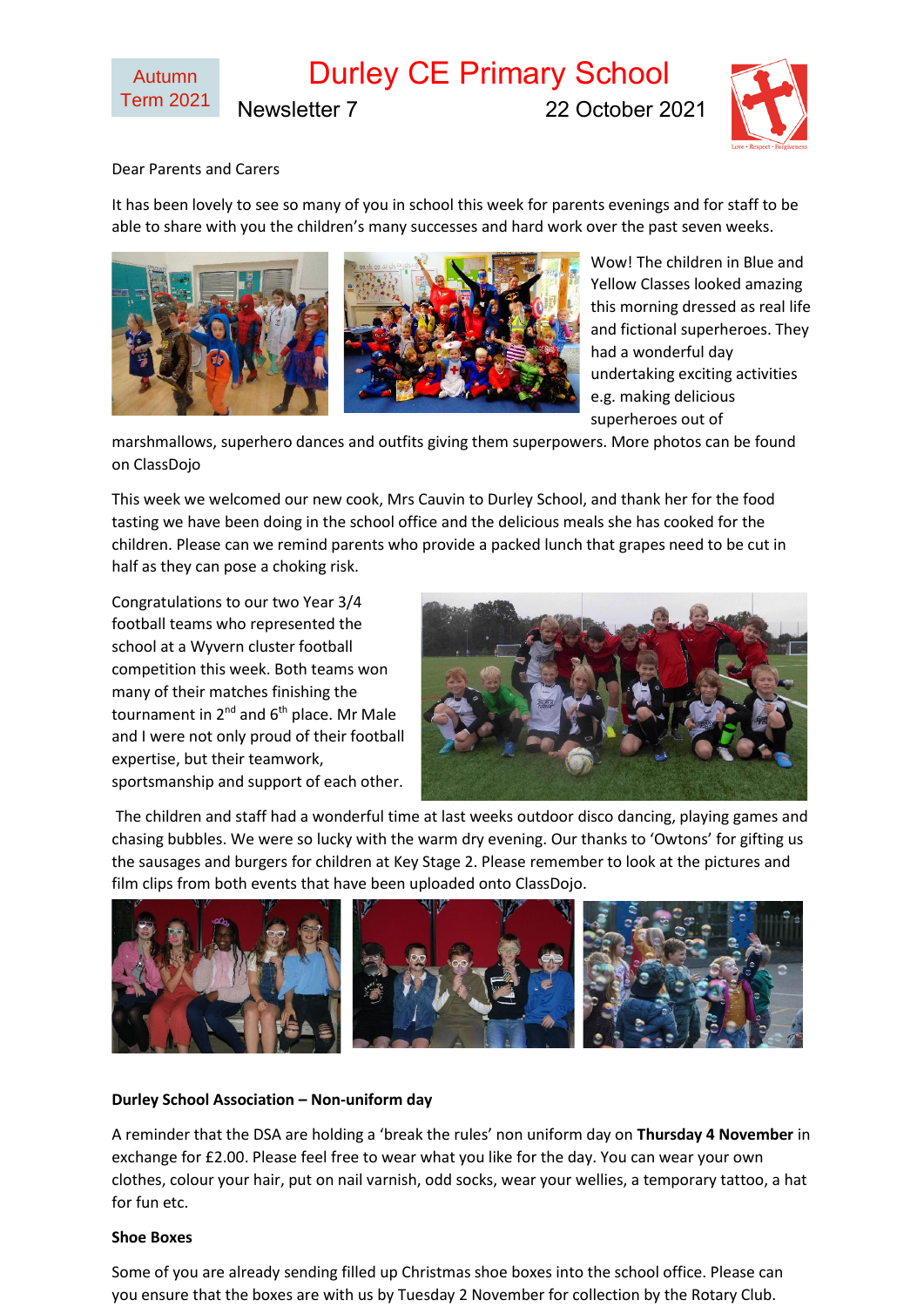Autumn Term 2021

# Durley CE Primary School

Newsletter 7 — 22 October 2021

Dear Parents and Carers

It has been lovely to see so many of you in school this week for parents evenings and for staff to be able to share with you the children's many successes and hard work over the past seven weeks.

Wow! The children in Blue and Yellow Classes looked amazing this morning dressed as real life and fictional superheroes. They had a wonderful day undertaking exciting activities e.g. making delicious superheroes out of marshmallows, superhero dances and outfits giving them superpowers. More photos can be found on ClassDojo

This week we welcomed our new cook, Mrs Cauvin to Durley School, and thank her for the food tasting we have been doing in the school office and the delicious meals she has cooked for the children. Please can we remind parents who provide a packed lunch that grapes need to be cut in half as they can pose a choking risk.

Congratulations to our two Year 3/4 football teams who represented the school at a Wyvern cluster football competition this week. Both teams won many of their matches finishing the tournament in 2nd and 6th place. Mr Male and I were not only proud of their football expertise, but their teamwork, sportsmanship and support of each other.

The children and staff had a wonderful time at last weeks outdoor disco dancing, playing games and chasing bubbles. We were so lucky with the warm dry evening. Our thanks to 'Owtons' for gifting us the sausages and burgers for children at Key Stage 2. Please remember to look at the pictures and film clips from both events that have been uploaded onto ClassDojo.

**Durley School Association – Non-uniform day**

A reminder that the DSA are holding a 'break the rules' non uniform day on **Thursday 4 November** in exchange for £2.00. Please feel free to wear what you like for the day. You can wear your own clothes, colour your hair, put on nail varnish, odd socks, wear your wellies, a temporary tattoo, a hat for fun etc.

**Shoe Boxes**

Some of you are already sending filled up Christmas shoe boxes into the school office. Please can you ensure that the boxes are with us by Tuesday 2 November for collection by the Rotary Club.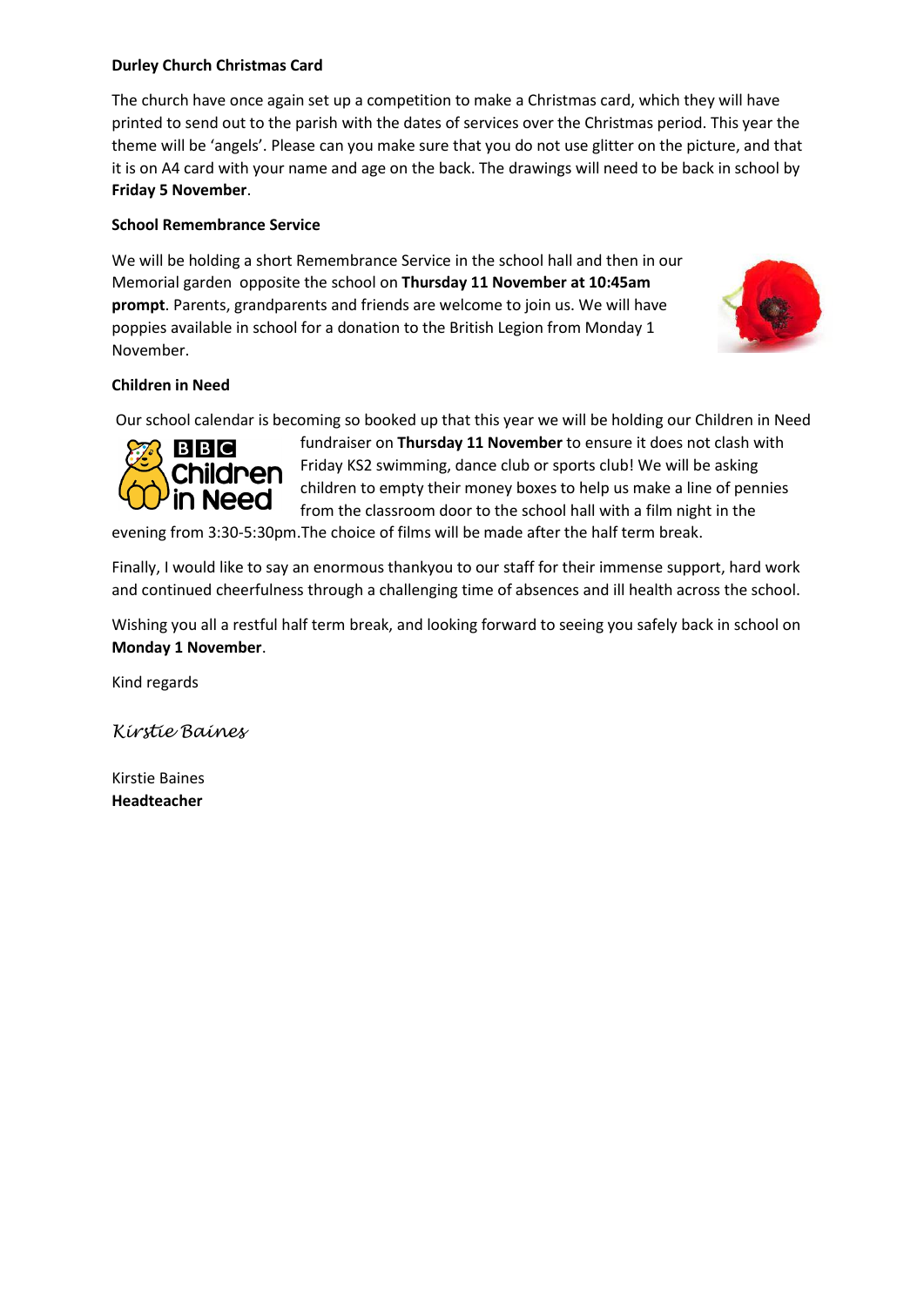**Durley Church Christmas Card**

The church have once again set up a competition to make a Christmas card, which they will have printed to send out to the parish with the dates of services over the Christmas period. This year the theme will be 'angels'. Please can you make sure that you do not use glitter on the picture, and that it is on A4 card with your name and age on the back. The drawings will need to be back in school by **Friday 5 November**.

**School Remembrance Service**

We will be holding a short Remembrance Service in the school hall and then in our Memorial garden opposite the school on **Thursday 11 November at 10:45am prompt**. Parents, grandparents and friends are welcome to join us. We will have poppies available in school for a donation to the British Legion from Monday 1 November.

**Children in Need**

Our school calendar is becoming so booked up that this year we will be holding our Children in Need fundraiser on **Thursday 11 November** to ensure it does not clash with Friday KS2 swimming, dance club or sports club! We will be asking children to empty their money boxes to help us make a line of pennies from the classroom door to the school hall with a film night in the evening from 3:30-5:30pm.The choice of films will be made after the half term break.

Finally, I would like to say an enormous thankyou to our staff for their immense support, hard work and continued cheerfulness through a challenging time of absences and ill health across the school.

Wishing you all a restful half term break, and looking forward to seeing you safely back in school on **Monday 1 November**.

Kind regards

*Kirstie Baines*

Kirstie Baines
**Headteacher**